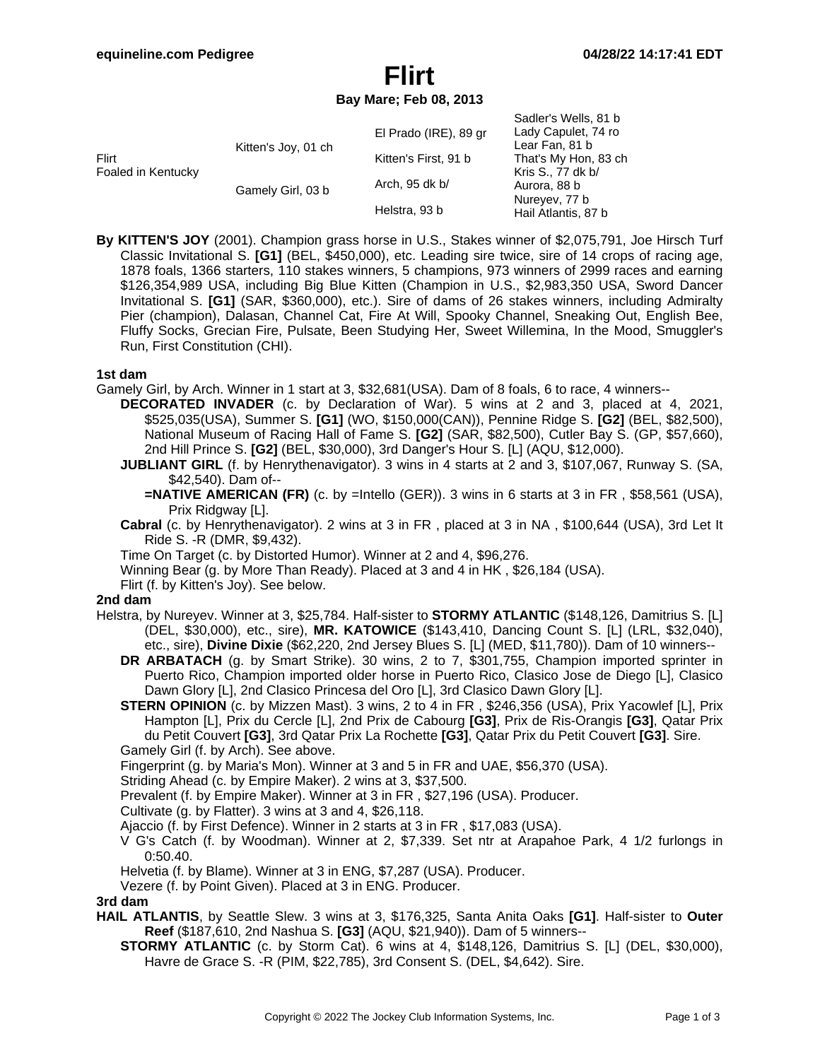# Flirt

**Bay Mare; Feb 08, 2013**

| | | | |
|---|---|---|---|
| Flirt<br>Foaled in Kentucky | Kitten's Joy, 01 ch | El Prado (IRE), 89 gr | Sadler's Wells, 81 b |
| | | | Lady Capulet, 74 ro |
| | | Kitten's First, 91 b | Lear Fan, 81 b |
| | | | That's My Hon, 83 ch |
| | Gamely Girl, 03 b | Arch, 95 dk b/ | Kris S., 77 dk b/ |
| | | | Aurora, 88 b |
| | | Helstra, 93 b | Nureyev, 77 b |
| | | | Hail Atlantis, 87 b |

**By KITTEN'S JOY** (2001). Champion grass horse in U.S., Stakes winner of $2,075,791, Joe Hirsch Turf Classic Invitational S. **[G1]** (BEL, $450,000), etc. Leading sire twice, sire of 14 crops of racing age, 1878 foals, 1366 starters, 110 stakes winners, 5 champions, 973 winners of 2999 races and earning $126,354,989 USA, including Big Blue Kitten (Champion in U.S., $2,983,350 USA, Sword Dancer Invitational S. **[G1]** (SAR, $360,000), etc.). Sire of dams of 26 stakes winners, including Admiralty Pier (champion), Dalasan, Channel Cat, Fire At Will, Spooky Channel, Sneaking Out, English Bee, Fluffy Socks, Grecian Fire, Pulsate, Been Studying Her, Sweet Willemina, In the Mood, Smuggler's Run, First Constitution (CHI).

### 1st dam

Gamely Girl, by Arch. Winner in 1 start at 3, $32,681(USA). Dam of 8 foals, 6 to race, 4 winners--

- **DECORATED INVADER** (c. by Declaration of War). 5 wins at 2 and 3, placed at 4, 2021, $525,035(USA), Summer S. **[G1]** (WO, $150,000(CAN)), Pennine Ridge S. **[G2]** (BEL, $82,500), National Museum of Racing Hall of Fame S. **[G2]** (SAR, $82,500), Cutler Bay S. (GP, $57,660), 2nd Hill Prince S. **[G2]** (BEL, $30,000), 3rd Danger's Hour S. [L] (AQU, $12,000).
- **JUBLIANT GIRL** (f. by Henrythenavigator). 3 wins in 4 starts at 2 and 3, $107,067, Runway S. (SA, $42,540). Dam of--
  - **=NATIVE AMERICAN (FR)** (c. by =Intello (GER)). 3 wins in 6 starts at 3 in FR , $58,561 (USA), Prix Ridgway [L].
- **Cabral** (c. by Henrythenavigator). 2 wins at 3 in FR , placed at 3 in NA , $100,644 (USA), 3rd Let It Ride S. -R (DMR, $9,432).
- Time On Target (c. by Distorted Humor). Winner at 2 and 4, $96,276.
- Winning Bear (g. by More Than Ready). Placed at 3 and 4 in HK , $26,184 (USA).
- Flirt (f. by Kitten's Joy). See below.

### 2nd dam

Helstra, by Nureyev. Winner at 3, $25,784. Half-sister to **STORMY ATLANTIC** ($148,126, Damitrius S. [L] (DEL, $30,000), etc., sire), **MR. KATOWICE** ($143,410, Dancing Count S. [L] (LRL, $32,040), etc., sire), **Divine Dixie** ($62,220, 2nd Jersey Blues S. [L] (MED, $11,780)). Dam of 10 winners--

- **DR ARBATACH** (g. by Smart Strike). 30 wins, 2 to 7, $301,755, Champion imported sprinter in Puerto Rico, Champion imported older horse in Puerto Rico, Clasico Jose de Diego [L], Clasico Dawn Glory [L], 2nd Clasico Princesa del Oro [L], 3rd Clasico Dawn Glory [L].
- **STERN OPINION** (c. by Mizzen Mast). 3 wins, 2 to 4 in FR , $246,356 (USA), Prix Yacowlef [L], Prix Hampton [L], Prix du Cercle [L], 2nd Prix de Cabourg **[G3]**, Prix de Ris-Orangis **[G3]**, Qatar Prix du Petit Couvert **[G3]**, 3rd Qatar Prix La Rochette **[G3]**, Qatar Prix du Petit Couvert **[G3]**. Sire.
- Gamely Girl (f. by Arch). See above.
- Fingerprint (g. by Maria's Mon). Winner at 3 and 5 in FR and UAE, $56,370 (USA).
- Striding Ahead (c. by Empire Maker). 2 wins at 3, $37,500.
- Prevalent (f. by Empire Maker). Winner at 3 in FR , $27,196 (USA). Producer.
- Cultivate (g. by Flatter). 3 wins at 3 and 4, $26,118.
- Ajaccio (f. by First Defence). Winner in 2 starts at 3 in FR , $17,083 (USA).
- V G's Catch (f. by Woodman). Winner at 2, $7,339. Set ntr at Arapahoe Park, 4 1/2 furlongs in 0:50.40.
- Helvetia (f. by Blame). Winner at 3 in ENG, $7,287 (USA). Producer.
- Vezere (f. by Point Given). Placed at 3 in ENG. Producer.

### 3rd dam

**HAIL ATLANTIS**, by Seattle Slew. 3 wins at 3, $176,325, Santa Anita Oaks **[G1]**. Half-sister to **Outer Reef** ($187,610, 2nd Nashua S. **[G3]** (AQU, $21,940)). Dam of 5 winners--

- **STORMY ATLANTIC** (c. by Storm Cat). 6 wins at 4, $148,126, Damitrius S. [L] (DEL, $30,000), Havre de Grace S. -R (PIM, $22,785), 3rd Consent S. (DEL, $4,642). Sire.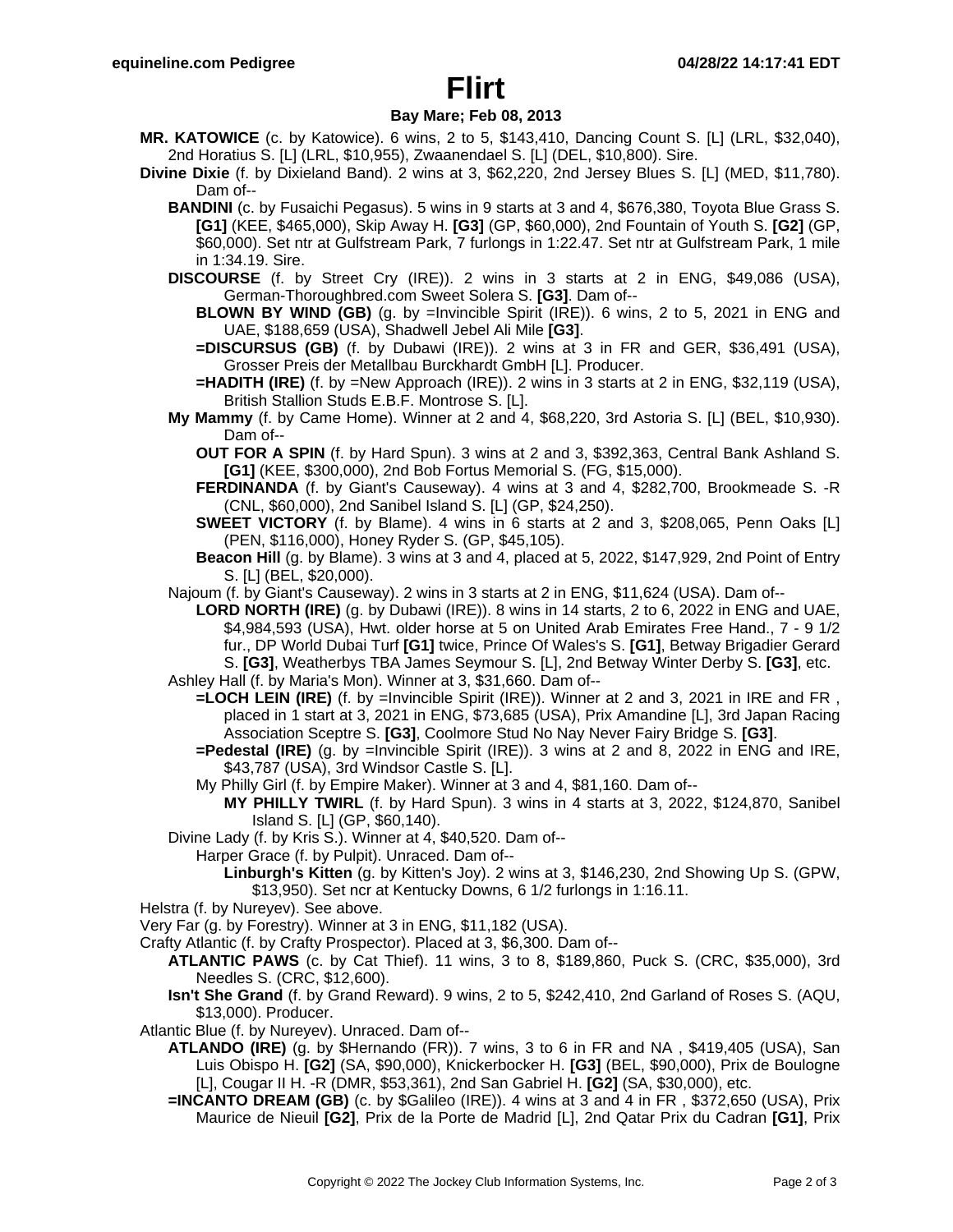# Flirt

**Bay Mare; Feb 08, 2013**

**MR. KATOWICE** (c. by Katowice). 6 wins, 2 to 5, $143,410, Dancing Count S. [L] (LRL, $32,040), 2nd Horatius S. [L] (LRL, $10,955), Zwaanendael S. [L] (DEL, $10,800). Sire.

**Divine Dixie** (f. by Dixieland Band). 2 wins at 3, $62,220, 2nd Jersey Blues S. [L] (MED, $11,780). Dam of--

- **BANDINI** (c. by Fusaichi Pegasus). 5 wins in 9 starts at 3 and 4, $676,380, Toyota Blue Grass S. **[G1]** (KEE, $465,000), Skip Away H. **[G3]** (GP, $60,000), 2nd Fountain of Youth S. **[G2]** (GP, $60,000). Set ntr at Gulfstream Park, 7 furlongs in 1:22.47. Set ntr at Gulfstream Park, 1 mile in 1:34.19. Sire.
- **DISCOURSE** (f. by Street Cry (IRE)). 2 wins in 3 starts at 2 in ENG, $49,086 (USA), German-Thoroughbred.com Sweet Solera S. **[G3]**. Dam of--
  - **BLOWN BY WIND (GB)** (g. by =Invincible Spirit (IRE)). 6 wins, 2 to 5, 2021 in ENG and UAE, $188,659 (USA), Shadwell Jebel Ali Mile **[G3]**.
  - **=DISCURSUS (GB)** (f. by Dubawi (IRE)). 2 wins at 3 in FR and GER, $36,491 (USA), Grosser Preis der Metallbau Burckhardt GmbH [L]. Producer.
  - **=HADITH (IRE)** (f. by =New Approach (IRE)). 2 wins in 3 starts at 2 in ENG, $32,119 (USA), British Stallion Studs E.B.F. Montrose S. [L].
- **My Mammy** (f. by Came Home). Winner at 2 and 4, $68,220, 3rd Astoria S. [L] (BEL, $10,930). Dam of--
  - **OUT FOR A SPIN** (f. by Hard Spun). 3 wins at 2 and 3, $392,363, Central Bank Ashland S. **[G1]** (KEE, $300,000), 2nd Bob Fortus Memorial S. (FG, $15,000).
  - **FERDINANDA** (f. by Giant's Causeway). 4 wins at 3 and 4, $282,700, Brookmeade S. -R (CNL, $60,000), 2nd Sanibel Island S. [L] (GP, $24,250).
  - **SWEET VICTORY** (f. by Blame). 4 wins in 6 starts at 2 and 3, $208,065, Penn Oaks [L] (PEN, $116,000), Honey Ryder S. (GP, $45,105).
  - **Beacon Hill** (g. by Blame). 3 wins at 3 and 4, placed at 5, 2022, $147,929, 2nd Point of Entry S. [L] (BEL, $20,000).
- Najoum (f. by Giant's Causeway). 2 wins in 3 starts at 2 in ENG, $11,624 (USA). Dam of--
  - **LORD NORTH (IRE)** (g. by Dubawi (IRE)). 8 wins in 14 starts, 2 to 6, 2022 in ENG and UAE, $4,984,593 (USA), Hwt. older horse at 5 on United Arab Emirates Free Hand., 7 - 9 1/2 fur., DP World Dubai Turf **[G1]** twice, Prince Of Wales's S. **[G1]**, Betway Brigadier Gerard S. **[G3]**, Weatherbys TBA James Seymour S. [L], 2nd Betway Winter Derby S. **[G3]**, etc.
- Ashley Hall (f. by Maria's Mon). Winner at 3, $31,660. Dam of--
  - **=LOCH LEIN (IRE)** (f. by =Invincible Spirit (IRE)). Winner at 2 and 3, 2021 in IRE and FR , placed in 1 start at 3, 2021 in ENG, $73,685 (USA), Prix Amandine [L], 3rd Japan Racing Association Sceptre S. **[G3]**, Coolmore Stud No Nay Never Fairy Bridge S. **[G3]**.
  - **=Pedestal (IRE)** (g. by =Invincible Spirit (IRE)). 3 wins at 2 and 8, 2022 in ENG and IRE, $43,787 (USA), 3rd Windsor Castle S. [L].
  - My Philly Girl (f. by Empire Maker). Winner at 3 and 4, $81,160. Dam of--
    - **MY PHILLY TWIRL** (f. by Hard Spun). 3 wins in 4 starts at 3, 2022, $124,870, Sanibel Island S. [L] (GP, $60,140).
- Divine Lady (f. by Kris S.). Winner at 4, $40,520. Dam of--
  - Harper Grace (f. by Pulpit). Unraced. Dam of--
    - **Linburgh's Kitten** (g. by Kitten's Joy). 2 wins at 3, $146,230, 2nd Showing Up S. (GPW, $13,950). Set ncr at Kentucky Downs, 6 1/2 furlongs in 1:16.11.

Helstra (f. by Nureyev). See above.

Very Far (g. by Forestry). Winner at 3 in ENG, $11,182 (USA).

Crafty Atlantic (f. by Crafty Prospector). Placed at 3, $6,300. Dam of--

- **ATLANTIC PAWS** (c. by Cat Thief). 11 wins, 3 to 8, $189,860, Puck S. (CRC, $35,000), 3rd Needles S. (CRC, $12,600).
- **Isn't She Grand** (f. by Grand Reward). 9 wins, 2 to 5, $242,410, 2nd Garland of Roses S. (AQU, $13,000). Producer.

Atlantic Blue (f. by Nureyev). Unraced. Dam of--

- **ATLANDO (IRE)** (g. by $Hernando (FR)). 7 wins, 3 to 6 in FR and NA , $419,405 (USA), San Luis Obispo H. **[G2]** (SA, $90,000), Knickerbocker H. **[G3]** (BEL, $90,000), Prix de Boulogne [L], Cougar II H. -R (DMR, $53,361), 2nd San Gabriel H. **[G2]** (SA, $30,000), etc.
- **=INCANTO DREAM (GB)** (c. by $Galileo (IRE)). 4 wins at 3 and 4 in FR , $372,650 (USA), Prix Maurice de Nieuil **[G2]**, Prix de la Porte de Madrid [L], 2nd Qatar Prix du Cadran **[G1]**, Prix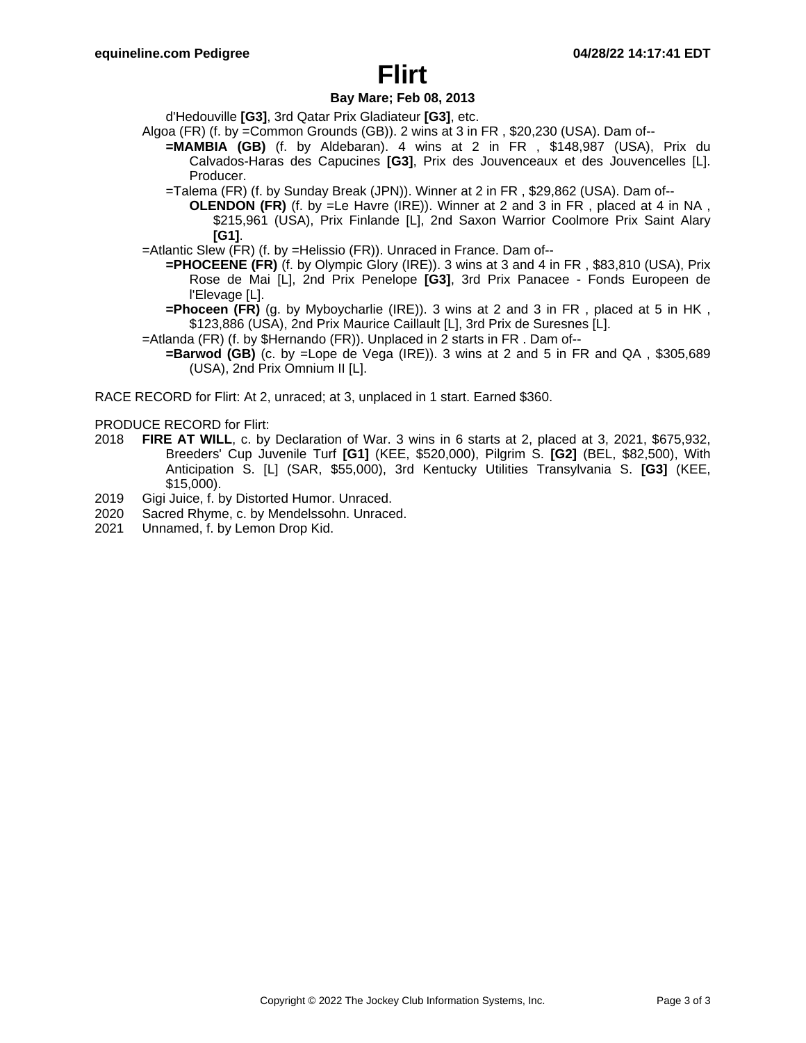# Flirt

**Bay Mare; Feb 08, 2013**

d'Hedouville **[G3]**, 3rd Qatar Prix Gladiateur **[G3]**, etc.

Algoa (FR) (f. by =Common Grounds (GB)). 2 wins at 3 in FR , $20,230 (USA). Dam of--

**=MAMBIA (GB)** (f. by Aldebaran). 4 wins at 2 in FR , $148,987 (USA), Prix du Calvados-Haras des Capucines **[G3]**, Prix des Jouvenceaux et des Jouvencelles [L]. Producer.

=Talema (FR) (f. by Sunday Break (JPN)). Winner at 2 in FR , $29,862 (USA). Dam of--

**OLENDON (FR)** (f. by =Le Havre (IRE)). Winner at 2 and 3 in FR , placed at 4 in NA , $215,961 (USA), Prix Finlande [L], 2nd Saxon Warrior Coolmore Prix Saint Alary **[G1]**.

=Atlantic Slew (FR) (f. by =Helissio (FR)). Unraced in France. Dam of--

**=PHOCEENE (FR)** (f. by Olympic Glory (IRE)). 3 wins at 3 and 4 in FR , $83,810 (USA), Prix Rose de Mai [L], 2nd Prix Penelope **[G3]**, 3rd Prix Panacee - Fonds Europeen de l'Elevage [L].

**=Phoceen (FR)** (g. by Myboycharlie (IRE)). 3 wins at 2 and 3 in FR , placed at 5 in HK , $123,886 (USA), 2nd Prix Maurice Caillault [L], 3rd Prix de Suresnes [L].

=Atlanda (FR) (f. by $Hernando (FR)). Unplaced in 2 starts in FR . Dam of--

**=Barwod (GB)** (c. by =Lope de Vega (IRE)). 3 wins at 2 and 5 in FR and QA , $305,689 (USA), 2nd Prix Omnium II [L].

RACE RECORD for Flirt: At 2, unraced; at 3, unplaced in 1 start. Earned $360.

PRODUCE RECORD for Flirt:

2018 **FIRE AT WILL**, c. by Declaration of War. 3 wins in 6 starts at 2, placed at 3, 2021, $675,932, Breeders' Cup Juvenile Turf **[G1]** (KEE, $520,000), Pilgrim S. **[G2]** (BEL, $82,500), With Anticipation S. [L] (SAR, $55,000), 3rd Kentucky Utilities Transylvania S. **[G3]** (KEE, $15,000).

2019 Gigi Juice, f. by Distorted Humor. Unraced.

2020 Sacred Rhyme, c. by Mendelssohn. Unraced.

2021 Unnamed, f. by Lemon Drop Kid.